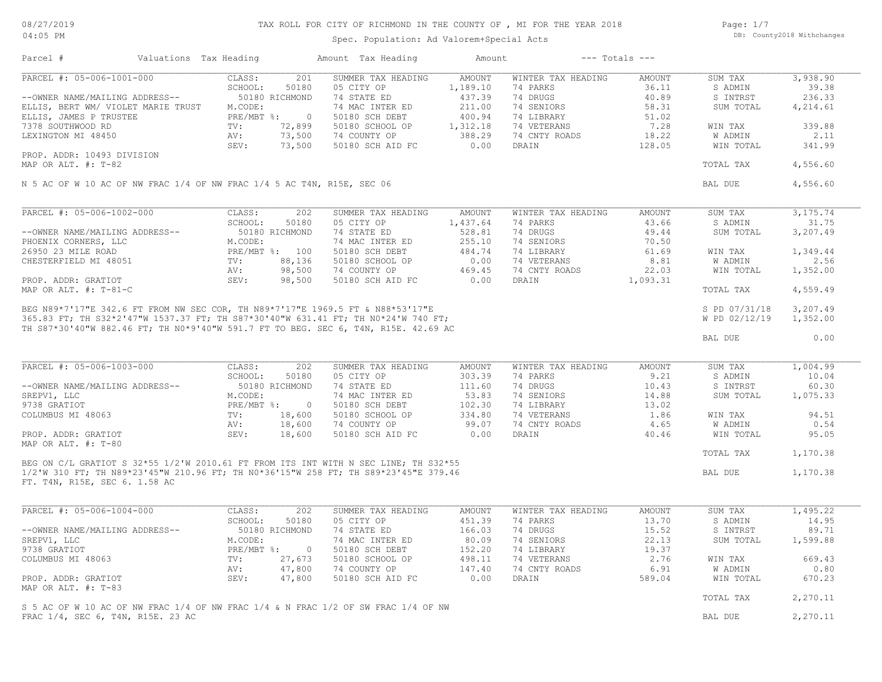# TAX ROLL FOR CITY OF RICHMOND IN THE COUNTY OF , MI FOR THE YEAR 2018

08/27/2019
04:05 PM

Spec. Population: Ad Valorem+Special Acts

DB: County2018 Withchanges

| Parcel # | Valuations | Tax Heading | Amount | Tax Heading | Amount | --- Totals --- | |
|---|---|---|---|---|---|---|---|

## PARCEL #: 05-006-1001-000

| Owner / Property | Valuations | | Summer Tax Heading | Amount | Winter Tax Heading | Amount | Totals | |
|---|---|---|---|---|---|---|---|---|
| --OWNER NAME/MAILING ADDRESS-- | CLASS: | 201 | SUMMER TAX HEADING | AMOUNT | WINTER TAX HEADING | AMOUNT | SUM TAX | 3,938.90 |
| ELLIS, BERT WM/ VIOLET MARIE TRUST | SCHOOL: | 50180 | 05 CITY OP | 1,189.10 | 74 PARKS | 36.11 | S ADMIN | 39.38 |
| ELLIS, JAMES P TRUSTEE | | 50180 RICHMOND | 74 STATE ED | 437.39 | 74 DRUGS | 40.89 | S INTRST | 236.33 |
| 7378 SOUTHWOOD RD | M.CODE: | | 74 MAC INTER ED | 211.00 | 74 SENIORS | 58.31 | SUM TOTAL | 4,214.61 |
| LEXINGTON MI 48450 | PRE/MBT %: | 0 | 50180 SCH DEBT | 400.94 | 74 LIBRARY | 51.02 | | |
| | TV: | 72,899 | 50180 SCHOOL OP | 1,312.18 | 74 VETERANS | 7.28 | WIN TAX | 339.88 |
| | AV: | 73,500 | 74 COUNTY OP | 388.29 | 74 CNTY ROADS | 18.22 | W ADMIN | 2.11 |
| PROP. ADDR: 10493 DIVISION | SEV: | 73,500 | 50180 SCH AID FC | 0.00 | DRAIN | 128.05 | WIN TOTAL | 341.99 |
| MAP OR ALT. #: T-82 | | | | | | | TOTAL TAX | 4,556.60 |
| | | | | | | | BAL DUE | 4,556.60 |

N 5 AC OF W 10 AC OF NW FRAC 1/4 OF NW FRAC 1/4 5 AC T4N, R15E, SEC 06

## PARCEL #: 05-006-1002-000

| Owner / Property | Valuations | | Summer Tax Heading | Amount | Winter Tax Heading | Amount | Totals | |
|---|---|---|---|---|---|---|---|---|
| --OWNER NAME/MAILING ADDRESS-- | CLASS: | 202 | SUMMER TAX HEADING | AMOUNT | WINTER TAX HEADING | AMOUNT | SUM TAX | 3,175.74 |
| PHOENIX CORNERS, LLC | SCHOOL: | 50180 | 05 CITY OP | 1,437.64 | 74 PARKS | 43.66 | S ADMIN | 31.75 |
| 26950 23 MILE ROAD | | 50180 RICHMOND | 74 STATE ED | 528.81 | 74 DRUGS | 49.44 | SUM TOTAL | 3,207.49 |
| CHESTERFIELD MI 48051 | M.CODE: | | 74 MAC INTER ED | 255.10 | 74 SENIORS | 70.50 | | |
| | PRE/MBT %: | 100 | 50180 SCH DEBT | 484.74 | 74 LIBRARY | 61.69 | WIN TAX | 1,349.44 |
| | TV: | 88,136 | 50180 SCHOOL OP | 0.00 | 74 VETERANS | 8.81 | W ADMIN | 2.56 |
| | AV: | 98,500 | 74 COUNTY OP | 469.45 | 74 CNTY ROADS | 22.03 | WIN TOTAL | 1,352.00 |
| PROP. ADDR: GRATIOT | SEV: | 98,500 | 50180 SCH AID FC | 0.00 | DRAIN | 1,093.31 | | |
| MAP OR ALT. #: T-81-C | | | | | | | TOTAL TAX | 4,559.49 |
| | | | | | | | S PD 07/31/18 | 3,207.49 |
| | | | | | | | W PD 02/12/19 | 1,352.00 |
| | | | | | | | BAL DUE | 0.00 |

BEG N89*7'17"E 342.6 FT FROM NW SEC COR, TH N89*7'17"E 1969.5 FT & N88*53'17"E 365.83 FT; TH S32*2'47"W 1537.37 FT; TH S87*30'40"W 631.41 FT; TH N0*24'W 740 FT; TH S87*30'40"W 882.46 FT; TH N0*9'40"W 591.7 FT TO BEG. SEC 6, T4N, R15E. 42.69 AC

## PARCEL #: 05-006-1003-000

| Owner / Property | Valuations | | Summer Tax Heading | Amount | Winter Tax Heading | Amount | Totals | |
|---|---|---|---|---|---|---|---|---|
| --OWNER NAME/MAILING ADDRESS-- | CLASS: | 202 | SUMMER TAX HEADING | AMOUNT | WINTER TAX HEADING | AMOUNT | SUM TAX | 1,004.99 |
| SREPV1, LLC | SCHOOL: | 50180 | 05 CITY OP | 303.39 | 74 PARKS | 9.21 | S ADMIN | 10.04 |
| 9738 GRATIOT | | 50180 RICHMOND | 74 STATE ED | 111.60 | 74 DRUGS | 10.43 | S INTRST | 60.30 |
| COLUMBUS MI 48063 | M.CODE: | | 74 MAC INTER ED | 53.83 | 74 SENIORS | 14.88 | SUM TOTAL | 1,075.33 |
| | PRE/MBT %: | 0 | 50180 SCH DEBT | 102.30 | 74 LIBRARY | 13.02 | | |
| | TV: | 18,600 | 50180 SCHOOL OP | 334.80 | 74 VETERANS | 1.86 | WIN TAX | 94.51 |
| | AV: | 18,600 | 74 COUNTY OP | 99.07 | 74 CNTY ROADS | 4.65 | W ADMIN | 0.54 |
| PROP. ADDR: GRATIOT | SEV: | 18,600 | 50180 SCH AID FC | 0.00 | DRAIN | 40.46 | WIN TOTAL | 95.05 |
| MAP OR ALT. #: T-80 | | | | | | | TOTAL TAX | 1,170.38 |
| | | | | | | | BAL DUE | 1,170.38 |

BEG ON C/L GRATIOT S 32*55 1/2'W 2010.61 FT FROM ITS INT WITH N SEC LINE; TH S32*55 1/2'W 310 FT; TH N89*23'45"W 210.96 FT; TH N0*36'15"W 258 FT; TH S89*23'45"E 379.46 FT. T4N, R15E, SEC 6. 1.58 AC

## PARCEL #: 05-006-1004-000

| Owner / Property | Valuations | | Summer Tax Heading | Amount | Winter Tax Heading | Amount | Totals | |
|---|---|---|---|---|---|---|---|---|
| --OWNER NAME/MAILING ADDRESS-- | CLASS: | 202 | SUMMER TAX HEADING | AMOUNT | WINTER TAX HEADING | AMOUNT | SUM TAX | 1,495.22 |
| SREPV1, LLC | SCHOOL: | 50180 | 05 CITY OP | 451.39 | 74 PARKS | 13.70 | S ADMIN | 14.95 |
| 9738 GRATIOT | | 50180 RICHMOND | 74 STATE ED | 166.03 | 74 DRUGS | 15.52 | S INTRST | 89.71 |
| COLUMBUS MI 48063 | M.CODE: | | 74 MAC INTER ED | 80.09 | 74 SENIORS | 22.13 | SUM TOTAL | 1,599.88 |
| | PRE/MBT %: | 0 | 50180 SCH DEBT | 152.20 | 74 LIBRARY | 19.37 | | |
| | TV: | 27,673 | 50180 SCHOOL OP | 498.11 | 74 VETERANS | 2.76 | WIN TAX | 669.43 |
| | AV: | 47,800 | 74 COUNTY OP | 147.40 | 74 CNTY ROADS | 6.91 | W ADMIN | 0.80 |
| PROP. ADDR: GRATIOT | SEV: | 47,800 | 50180 SCH AID FC | 0.00 | DRAIN | 589.04 | WIN TOTAL | 670.23 |
| MAP OR ALT. #: T-83 | | | | | | | TOTAL TAX | 2,270.11 |
| | | | | | | | BAL DUE | 2,270.11 |

S 5 AC OF W 10 AC OF NW FRAC 1/4 OF NW FRAC 1/4 & N FRAC 1/2 OF SW FRAC 1/4 OF NW FRAC 1/4, SEC 6, T4N, R15E. 23 AC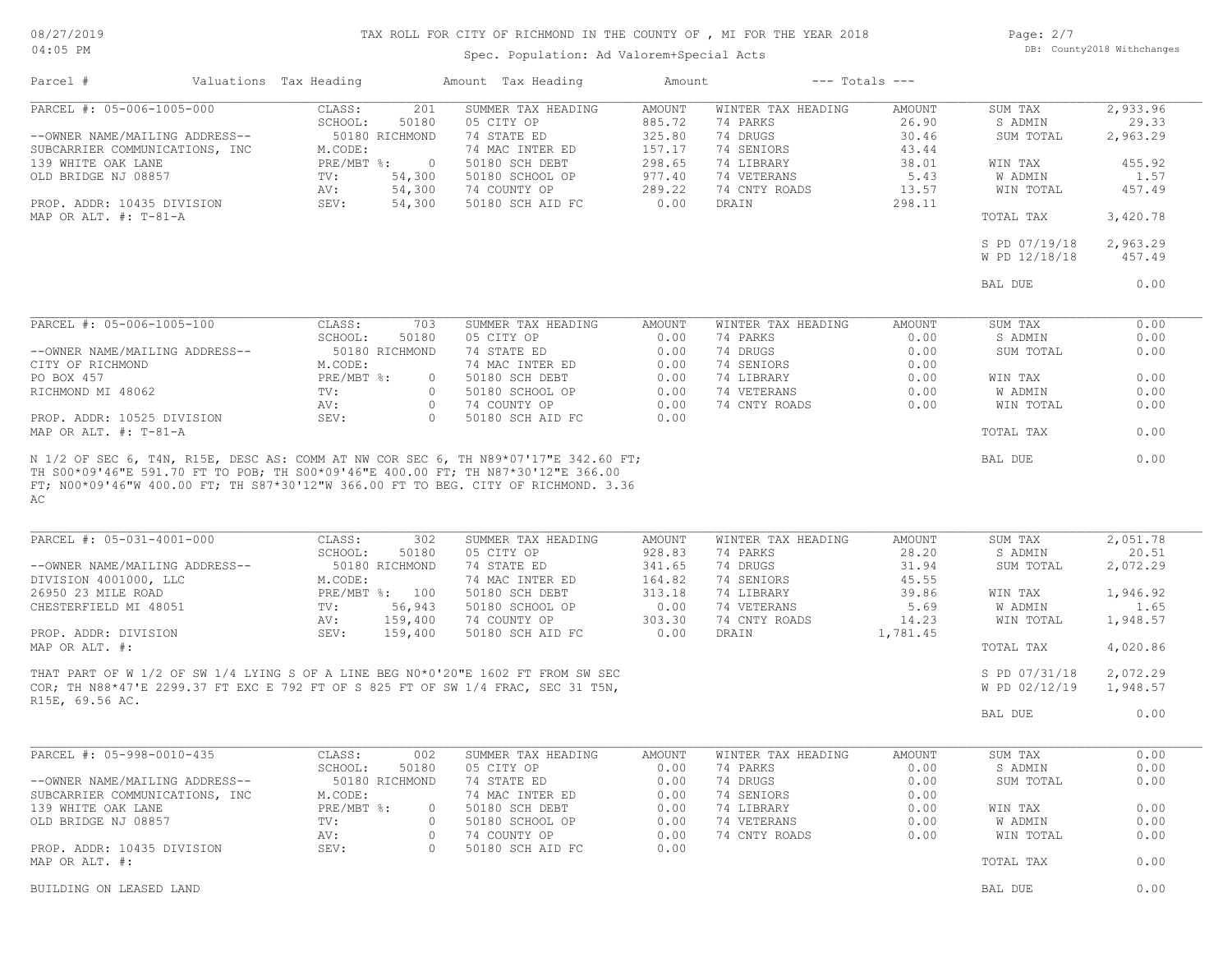TAX ROLL FOR CITY OF RICHMOND IN THE COUNTY OF , MI FOR THE YEAR 2018

Spec. Population: Ad Valorem+Special Acts

08/27/2019
04:05 PM

DB: County2018 Withchanges

| Parcel # | Valuations | Tax Heading | Amount | Tax Heading | Amount | --- Totals --- | |
|---|---|---|---|---|---|---|---|

| PARCEL #: 05-006-1005-000 | CLASS: 201 | SUMMER TAX HEADING | AMOUNT | WINTER TAX HEADING | AMOUNT | SUM TAX | 2,933.96 |
|---|---|---|---|---|---|---|---|
| | SCHOOL: 50180 | 05 CITY OP | 885.72 | 74 PARKS | 26.90 | S ADMIN | 29.33 |
| --OWNER NAME/MAILING ADDRESS-- | 50180 RICHMOND | 74 STATE ED | 325.80 | 74 DRUGS | 30.46 | SUM TOTAL | 2,963.29 |
| SUBCARRIER COMMUNICATIONS, INC | M.CODE: | 74 MAC INTER ED | 157.17 | 74 SENIORS | 43.44 | | |
| 139 WHITE OAK LANE | PRE/MBT %: 0 | 50180 SCH DEBT | 298.65 | 74 LIBRARY | 38.01 | WIN TAX | 455.92 |
| OLD BRIDGE NJ 08857 | TV: 54,300 | 50180 SCHOOL OP | 977.40 | 74 VETERANS | 5.43 | W ADMIN | 1.57 |
| | AV: 54,300 | 74 COUNTY OP | 289.22 | 74 CNTY ROADS | 13.57 | WIN TOTAL | 457.49 |
| PROP. ADDR: 10435 DIVISION | SEV: 54,300 | 50180 SCH AID FC | 0.00 | DRAIN | 298.11 | | |
| MAP OR ALT. #: T-81-A | | | | | | TOTAL TAX | 3,420.78 |
| | | | | | | S PD 07/19/18 | 2,963.29 |
| | | | | | | W PD 12/18/18 | 457.49 |
| | | | | | | BAL DUE | 0.00 |

| PARCEL #: 05-006-1005-100 | CLASS: 703 | SUMMER TAX HEADING | AMOUNT | WINTER TAX HEADING | AMOUNT | SUM TAX | 0.00 |
|---|---|---|---|---|---|---|---|
| | SCHOOL: 50180 | 05 CITY OP | 0.00 | 74 PARKS | 0.00 | S ADMIN | 0.00 |
| --OWNER NAME/MAILING ADDRESS-- | 50180 RICHMOND | 74 STATE ED | 0.00 | 74 DRUGS | 0.00 | SUM TOTAL | 0.00 |
| CITY OF RICHMOND | M.CODE: | 74 MAC INTER ED | 0.00 | 74 SENIORS | 0.00 | | |
| PO BOX 457 | PRE/MBT %: 0 | 50180 SCH DEBT | 0.00 | 74 LIBRARY | 0.00 | WIN TAX | 0.00 |
| RICHMOND MI 48062 | TV: 0 | 50180 SCHOOL OP | 0.00 | 74 VETERANS | 0.00 | W ADMIN | 0.00 |
| | AV: 0 | 74 COUNTY OP | 0.00 | 74 CNTY ROADS | 0.00 | WIN TOTAL | 0.00 |
| PROP. ADDR: 10525 DIVISION | SEV: 0 | 50180 SCH AID FC | 0.00 | | | | |
| MAP OR ALT. #: T-81-A | | | | | | TOTAL TAX | 0.00 |
| | | | | | | BAL DUE | 0.00 |

N 1/2 OF SEC 6, T4N, R15E, DESC AS: COMM AT NW COR SEC 6, TH N89*07'17"E 342.60 FT; TH S00*09'46"E 591.70 FT TO POB; TH S00*09'46"E 400.00 FT; TH N87*30'12"E 366.00 FT; N00*09'46"W 400.00 FT; TH S87*30'12"W 366.00 FT TO BEG. CITY OF RICHMOND. 3.36 AC

| PARCEL #: 05-031-4001-000 | CLASS: 302 | SUMMER TAX HEADING | AMOUNT | WINTER TAX HEADING | AMOUNT | SUM TAX | 2,051.78 |
|---|---|---|---|---|---|---|---|
| | SCHOOL: 50180 | 05 CITY OP | 928.83 | 74 PARKS | 28.20 | S ADMIN | 20.51 |
| --OWNER NAME/MAILING ADDRESS-- | 50180 RICHMOND | 74 STATE ED | 341.65 | 74 DRUGS | 31.94 | SUM TOTAL | 2,072.29 |
| DIVISION 4001000, LLC | M.CODE: | 74 MAC INTER ED | 164.82 | 74 SENIORS | 45.55 | | |
| 26950 23 MILE ROAD | PRE/MBT %: 100 | 50180 SCH DEBT | 313.18 | 74 LIBRARY | 39.86 | WIN TAX | 1,946.92 |
| CHESTERFIELD MI 48051 | TV: 56,943 | 50180 SCHOOL OP | 0.00 | 74 VETERANS | 5.69 | W ADMIN | 1.65 |
| | AV: 159,400 | 74 COUNTY OP | 303.30 | 74 CNTY ROADS | 14.23 | WIN TOTAL | 1,948.57 |
| PROP. ADDR: DIVISION | SEV: 159,400 | 50180 SCH AID FC | 0.00 | DRAIN | 1,781.45 | | |
| MAP OR ALT. #: | | | | | | TOTAL TAX | 4,020.86 |
| | | | | | | S PD 07/31/18 | 2,072.29 |
| | | | | | | W PD 02/12/19 | 1,948.57 |
| | | | | | | BAL DUE | 0.00 |

THAT PART OF W 1/2 OF SW 1/4 LYING S OF A LINE BEG N0*0'20"E 1602 FT FROM SW SEC COR; TH N88*47'E 2299.37 FT EXC E 792 FT OF S 825 FT OF SW 1/4 FRAC, SEC 31 T5N, R15E, 69.56 AC.

| PARCEL #: 05-998-0010-435 | CLASS: 002 | SUMMER TAX HEADING | AMOUNT | WINTER TAX HEADING | AMOUNT | SUM TAX | 0.00 |
|---|---|---|---|---|---|---|---|
| | SCHOOL: 50180 | 05 CITY OP | 0.00 | 74 PARKS | 0.00 | S ADMIN | 0.00 |
| --OWNER NAME/MAILING ADDRESS-- | 50180 RICHMOND | 74 STATE ED | 0.00 | 74 DRUGS | 0.00 | SUM TOTAL | 0.00 |
| SUBCARRIER COMMUNICATIONS, INC | M.CODE: | 74 MAC INTER ED | 0.00 | 74 SENIORS | 0.00 | | |
| 139 WHITE OAK LANE | PRE/MBT %: 0 | 50180 SCH DEBT | 0.00 | 74 LIBRARY | 0.00 | WIN TAX | 0.00 |
| OLD BRIDGE NJ 08857 | TV: 0 | 50180 SCHOOL OP | 0.00 | 74 VETERANS | 0.00 | W ADMIN | 0.00 |
| | AV: 0 | 74 COUNTY OP | 0.00 | 74 CNTY ROADS | 0.00 | WIN TOTAL | 0.00 |
| PROP. ADDR: 10435 DIVISION | SEV: 0 | 50180 SCH AID FC | 0.00 | | | | |
| MAP OR ALT. #: | | | | | | TOTAL TAX | 0.00 |
| | | | | | | BAL DUE | 0.00 |

BUILDING ON LEASED LAND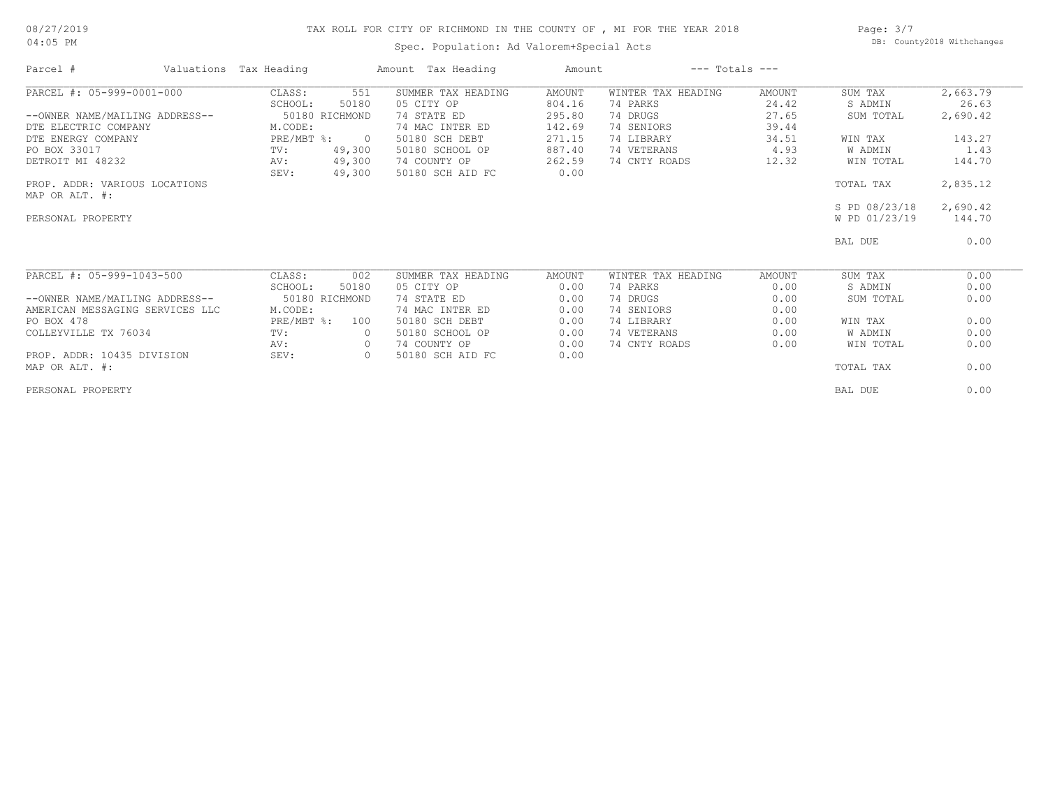# TAX ROLL FOR CITY OF RICHMOND IN THE COUNTY OF , MI FOR THE YEAR 2018

Spec. Population: Ad Valorem+Special Acts

08/27/2019
04:05 PM

DB: County2018 Withchanges

| Parcel # | Valuations Tax Heading | | Amount Tax Heading | Amount | --- Totals --- | | | |
|---|---|---|---|---|---|---|---|---|
| PARCEL #: 05-999-0001-000 | CLASS: | 551 | SUMMER TAX HEADING | AMOUNT | WINTER TAX HEADING | AMOUNT | SUM TAX | 2,663.79 |
| | SCHOOL: | 50180 | 05 CITY OP | 804.16 | 74 PARKS | 24.42 | S ADMIN | 26.63 |
| --OWNER NAME/MAILING ADDRESS-- | 50180 RICHMOND | | 74 STATE ED | 295.80 | 74 DRUGS | 27.65 | SUM TOTAL | 2,690.42 |
| DTE ELECTRIC COMPANY | M.CODE: | | 74 MAC INTER ED | 142.69 | 74 SENIORS | 39.44 | | |
| DTE ENERGY COMPANY | PRE/MBT %: | 0 | 50180 SCH DEBT | 271.15 | 74 LIBRARY | 34.51 | WIN TAX | 143.27 |
| PO BOX 33017 | TV: | 49,300 | 50180 SCHOOL OP | 887.40 | 74 VETERANS | 4.93 | W ADMIN | 1.43 |
| DETROIT MI 48232 | AV: | 49,300 | 74 COUNTY OP | 262.59 | 74 CNTY ROADS | 12.32 | WIN TOTAL | 144.70 |
| | SEV: | 49,300 | 50180 SCH AID FC | 0.00 | | | | |
| PROP. ADDR: VARIOUS LOCATIONS | | | | | | | TOTAL TAX | 2,835.12 |
| MAP OR ALT. #: | | | | | | | | |
| | | | | | | | S PD 08/23/18 | 2,690.42 |
| PERSONAL PROPERTY | | | | | | | W PD 01/23/19 | 144.70 |
| | | | | | | | BAL DUE | 0.00 |

| Parcel # | Valuations Tax Heading | | Amount Tax Heading | Amount | --- Totals --- | | | |
|---|---|---|---|---|---|---|---|---|
| PARCEL #: 05-999-1043-500 | CLASS: | 002 | SUMMER TAX HEADING | AMOUNT | WINTER TAX HEADING | AMOUNT | SUM TAX | 0.00 |
| | SCHOOL: | 50180 | 05 CITY OP | 0.00 | 74 PARKS | 0.00 | S ADMIN | 0.00 |
| --OWNER NAME/MAILING ADDRESS-- | 50180 RICHMOND | | 74 STATE ED | 0.00 | 74 DRUGS | 0.00 | SUM TOTAL | 0.00 |
| AMERICAN MESSAGING SERVICES LLC | M.CODE: | | 74 MAC INTER ED | 0.00 | 74 SENIORS | 0.00 | | |
| PO BOX 478 | PRE/MBT %: | 100 | 50180 SCH DEBT | 0.00 | 74 LIBRARY | 0.00 | WIN TAX | 0.00 |
| COLLEYVILLE TX 76034 | TV: | 0 | 50180 SCHOOL OP | 0.00 | 74 VETERANS | 0.00 | W ADMIN | 0.00 |
| | AV: | 0 | 74 COUNTY OP | 0.00 | 74 CNTY ROADS | 0.00 | WIN TOTAL | 0.00 |
| PROP. ADDR: 10435 DIVISION | SEV: | 0 | 50180 SCH AID FC | 0.00 | | | | |
| MAP OR ALT. #: | | | | | | | TOTAL TAX | 0.00 |
| PERSONAL PROPERTY | | | | | | | BAL DUE | 0.00 |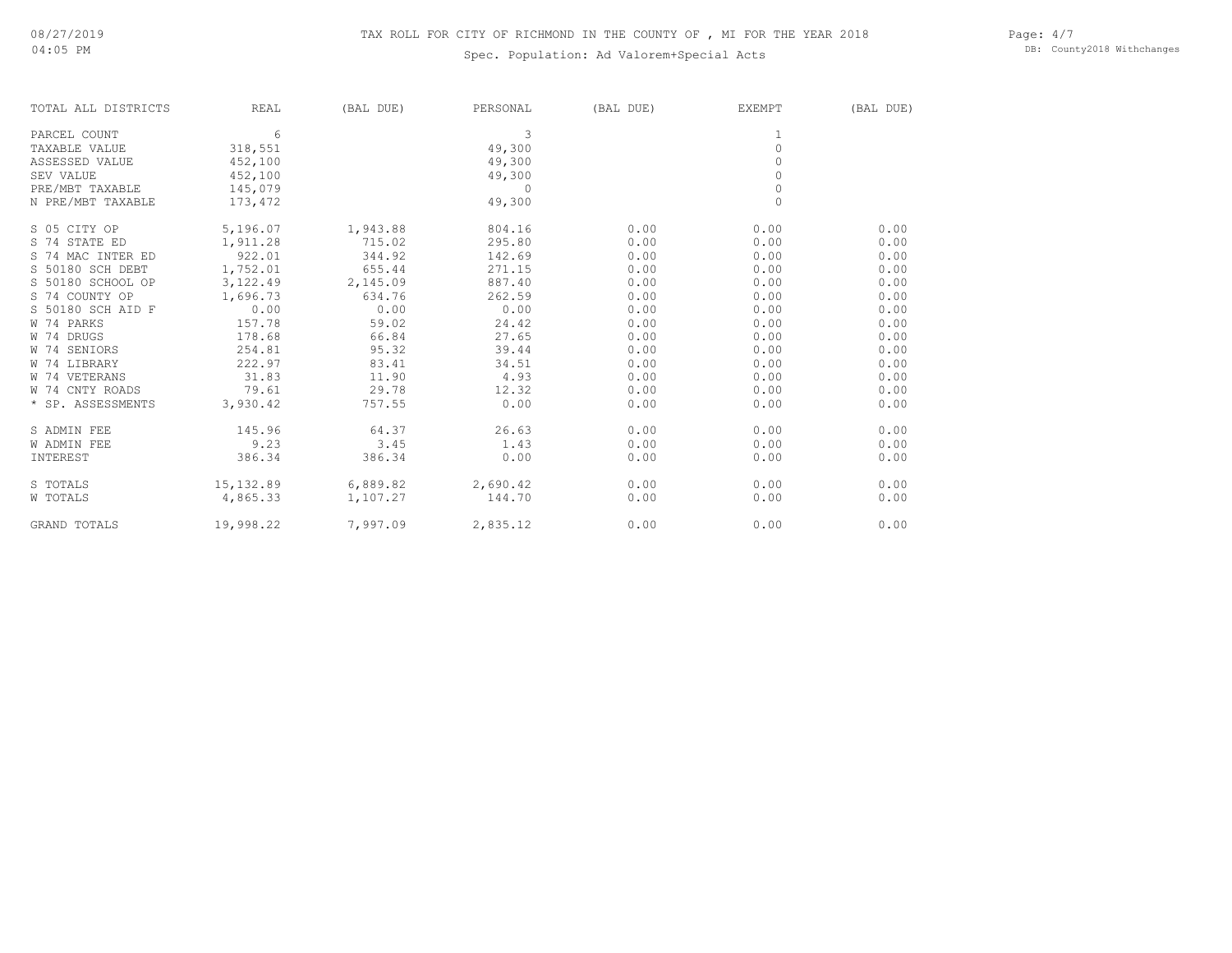# TAX ROLL FOR CITY OF RICHMOND IN THE COUNTY OF , MI FOR THE YEAR 2018

Spec. Population: Ad Valorem+Special Acts

| TOTAL ALL DISTRICTS | REAL | (BAL DUE) | PERSONAL | (BAL DUE) | EXEMPT | (BAL DUE) |
|---|---|---|---|---|---|---|
| PARCEL COUNT | 6 | | 3 | | 1 | |
| TAXABLE VALUE | 318,551 | | 49,300 | | 0 | |
| ASSESSED VALUE | 452,100 | | 49,300 | | 0 | |
| SEV VALUE | 452,100 | | 49,300 | | 0 | |
| PRE/MBT TAXABLE | 145,079 | | 0 | | 0 | |
| N PRE/MBT TAXABLE | 173,472 | | 49,300 | | 0 | |
| S 05 CITY OP | 5,196.07 | 1,943.88 | 804.16 | 0.00 | 0.00 | 0.00 |
| S 74 STATE ED | 1,911.28 | 715.02 | 295.80 | 0.00 | 0.00 | 0.00 |
| S 74 MAC INTER ED | 922.01 | 344.92 | 142.69 | 0.00 | 0.00 | 0.00 |
| S 50180 SCH DEBT | 1,752.01 | 655.44 | 271.15 | 0.00 | 0.00 | 0.00 |
| S 50180 SCHOOL OP | 3,122.49 | 2,145.09 | 887.40 | 0.00 | 0.00 | 0.00 |
| S 74 COUNTY OP | 1,696.73 | 634.76 | 262.59 | 0.00 | 0.00 | 0.00 |
| S 50180 SCH AID F | 0.00 | 0.00 | 0.00 | 0.00 | 0.00 | 0.00 |
| W 74 PARKS | 157.78 | 59.02 | 24.42 | 0.00 | 0.00 | 0.00 |
| W 74 DRUGS | 178.68 | 66.84 | 27.65 | 0.00 | 0.00 | 0.00 |
| W 74 SENIORS | 254.81 | 95.32 | 39.44 | 0.00 | 0.00 | 0.00 |
| W 74 LIBRARY | 222.97 | 83.41 | 34.51 | 0.00 | 0.00 | 0.00 |
| W 74 VETERANS | 31.83 | 11.90 | 4.93 | 0.00 | 0.00 | 0.00 |
| W 74 CNTY ROADS | 79.61 | 29.78 | 12.32 | 0.00 | 0.00 | 0.00 |
| * SP. ASSESSMENTS | 3,930.42 | 757.55 | 0.00 | 0.00 | 0.00 | 0.00 |
| S ADMIN FEE | 145.96 | 64.37 | 26.63 | 0.00 | 0.00 | 0.00 |
| W ADMIN FEE | 9.23 | 3.45 | 1.43 | 0.00 | 0.00 | 0.00 |
| INTEREST | 386.34 | 386.34 | 0.00 | 0.00 | 0.00 | 0.00 |
| S TOTALS | 15,132.89 | 6,889.82 | 2,690.42 | 0.00 | 0.00 | 0.00 |
| W TOTALS | 4,865.33 | 1,107.27 | 144.70 | 0.00 | 0.00 | 0.00 |
| GRAND TOTALS | 19,998.22 | 7,997.09 | 2,835.12 | 0.00 | 0.00 | 0.00 |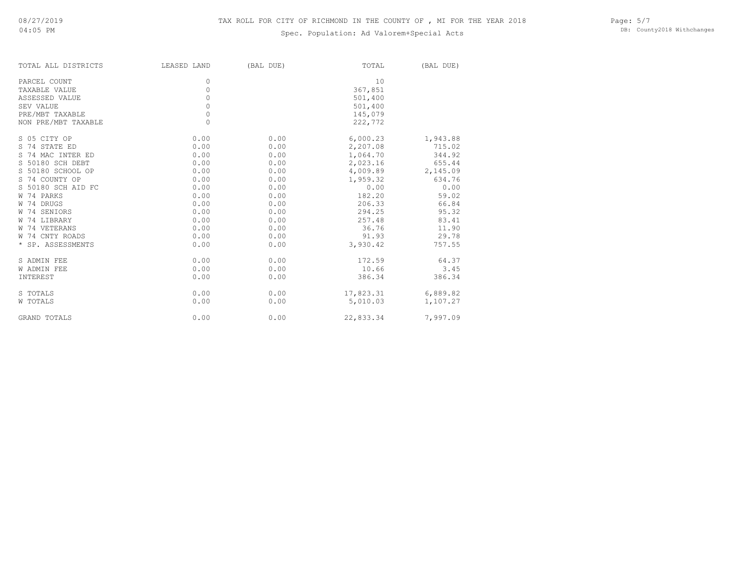# TAX ROLL FOR CITY OF RICHMOND IN THE COUNTY OF , MI FOR THE YEAR 2018

Spec. Population: Ad Valorem+Special Acts

08/27/2019
04:05 PM

DB: County2018 Withchanges

| TOTAL ALL DISTRICTS | LEASED LAND | (BAL DUE) | TOTAL | (BAL DUE) |
|---|---|---|---|---|
| PARCEL COUNT | 0 | | 10 | |
| TAXABLE VALUE | 0 | | 367,851 | |
| ASSESSED VALUE | 0 | | 501,400 | |
| SEV VALUE | 0 | | 501,400 | |
| PRE/MBT TAXABLE | 0 | | 145,079 | |
| NON PRE/MBT TAXABLE | 0 | | 222,772 | |
| S 05 CITY OP | 0.00 | 0.00 | 6,000.23 | 1,943.88 |
| S 74 STATE ED | 0.00 | 0.00 | 2,207.08 | 715.02 |
| S 74 MAC INTER ED | 0.00 | 0.00 | 1,064.70 | 344.92 |
| S 50180 SCH DEBT | 0.00 | 0.00 | 2,023.16 | 655.44 |
| S 50180 SCHOOL OP | 0.00 | 0.00 | 4,009.89 | 2,145.09 |
| S 74 COUNTY OP | 0.00 | 0.00 | 1,959.32 | 634.76 |
| S 50180 SCH AID FC | 0.00 | 0.00 | 0.00 | 0.00 |
| W 74 PARKS | 0.00 | 0.00 | 182.20 | 59.02 |
| W 74 DRUGS | 0.00 | 0.00 | 206.33 | 66.84 |
| W 74 SENIORS | 0.00 | 0.00 | 294.25 | 95.32 |
| W 74 LIBRARY | 0.00 | 0.00 | 257.48 | 83.41 |
| W 74 VETERANS | 0.00 | 0.00 | 36.76 | 11.90 |
| W 74 CNTY ROADS | 0.00 | 0.00 | 91.93 | 29.78 |
| * SP. ASSESSMENTS | 0.00 | 0.00 | 3,930.42 | 757.55 |
| S ADMIN FEE | 0.00 | 0.00 | 172.59 | 64.37 |
| W ADMIN FEE | 0.00 | 0.00 | 10.66 | 3.45 |
| INTEREST | 0.00 | 0.00 | 386.34 | 386.34 |
| S TOTALS | 0.00 | 0.00 | 17,823.31 | 6,889.82 |
| W TOTALS | 0.00 | 0.00 | 5,010.03 | 1,107.27 |
| GRAND TOTALS | 0.00 | 0.00 | 22,833.34 | 7,997.09 |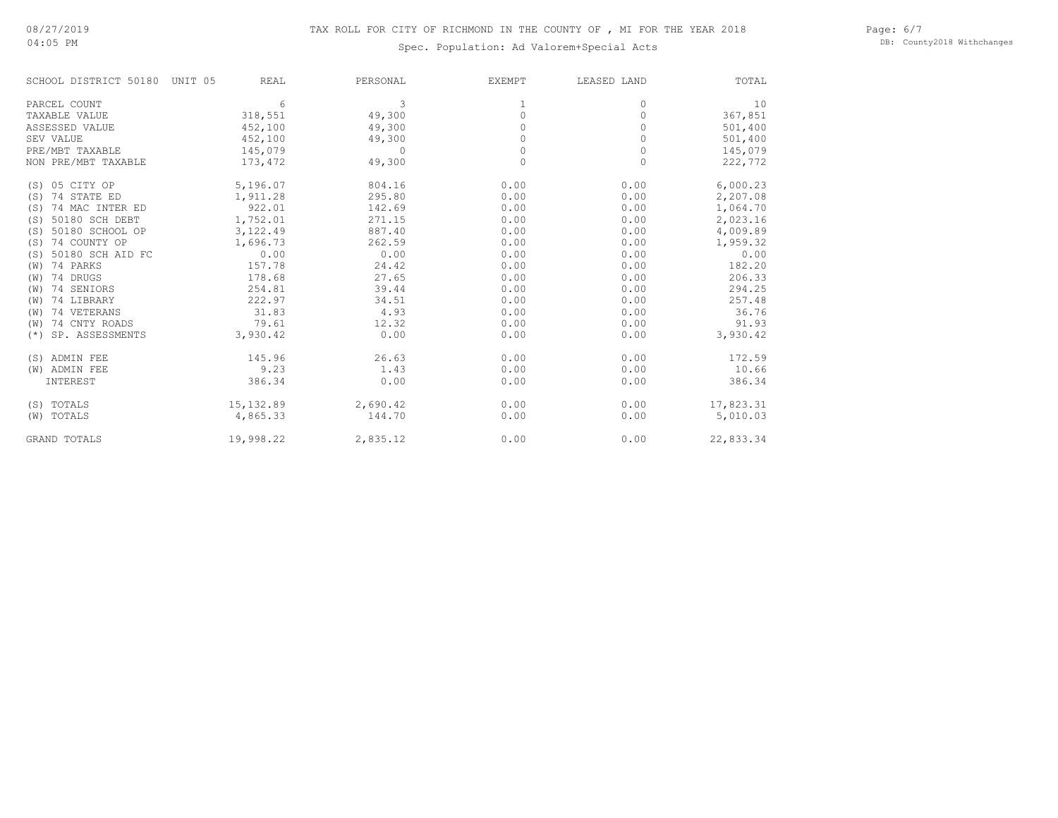# TAX ROLL FOR CITY OF RICHMOND IN THE COUNTY OF , MI FOR THE YEAR 2018

## Spec. Population: Ad Valorem+Special Acts

| SCHOOL DISTRICT 50180 UNIT 05 | REAL | PERSONAL | EXEMPT | LEASED LAND | TOTAL |
|---|---|---|---|---|---|
| PARCEL COUNT | 6 | 3 | 1 | 0 | 10 |
| TAXABLE VALUE | 318,551 | 49,300 | 0 | 0 | 367,851 |
| ASSESSED VALUE | 452,100 | 49,300 | 0 | 0 | 501,400 |
| SEV VALUE | 452,100 | 49,300 | 0 | 0 | 501,400 |
| PRE/MBT TAXABLE | 145,079 | 0 | 0 | 0 | 145,079 |
| NON PRE/MBT TAXABLE | 173,472 | 49,300 | 0 | 0 | 222,772 |
| (S) 05 CITY OP | 5,196.07 | 804.16 | 0.00 | 0.00 | 6,000.23 |
| (S) 74 STATE ED | 1,911.28 | 295.80 | 0.00 | 0.00 | 2,207.08 |
| (S) 74 MAC INTER ED | 922.01 | 142.69 | 0.00 | 0.00 | 1,064.70 |
| (S) 50180 SCH DEBT | 1,752.01 | 271.15 | 0.00 | 0.00 | 2,023.16 |
| (S) 50180 SCHOOL OP | 3,122.49 | 887.40 | 0.00 | 0.00 | 4,009.89 |
| (S) 74 COUNTY OP | 1,696.73 | 262.59 | 0.00 | 0.00 | 1,959.32 |
| (S) 50180 SCH AID FC | 0.00 | 0.00 | 0.00 | 0.00 | 0.00 |
| (W) 74 PARKS | 157.78 | 24.42 | 0.00 | 0.00 | 182.20 |
| (W) 74 DRUGS | 178.68 | 27.65 | 0.00 | 0.00 | 206.33 |
| (W) 74 SENIORS | 254.81 | 39.44 | 0.00 | 0.00 | 294.25 |
| (W) 74 LIBRARY | 222.97 | 34.51 | 0.00 | 0.00 | 257.48 |
| (W) 74 VETERANS | 31.83 | 4.93 | 0.00 | 0.00 | 36.76 |
| (W) 74 CNTY ROADS | 79.61 | 12.32 | 0.00 | 0.00 | 91.93 |
| (*) SP. ASSESSMENTS | 3,930.42 | 0.00 | 0.00 | 0.00 | 3,930.42 |
| (S) ADMIN FEE | 145.96 | 26.63 | 0.00 | 0.00 | 172.59 |
| (W) ADMIN FEE | 9.23 | 1.43 | 0.00 | 0.00 | 10.66 |
| INTEREST | 386.34 | 0.00 | 0.00 | 0.00 | 386.34 |
| (S) TOTALS | 15,132.89 | 2,690.42 | 0.00 | 0.00 | 17,823.31 |
| (W) TOTALS | 4,865.33 | 144.70 | 0.00 | 0.00 | 5,010.03 |
| GRAND TOTALS | 19,998.22 | 2,835.12 | 0.00 | 0.00 | 22,833.34 |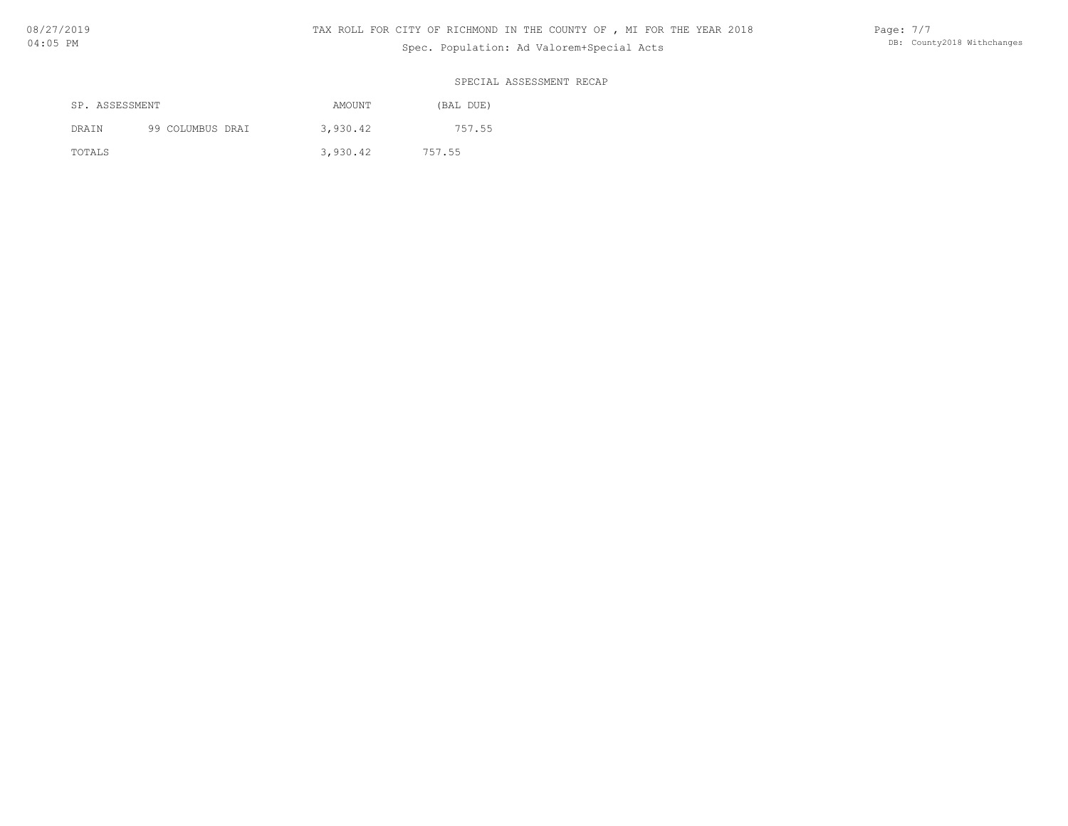TAX ROLL FOR CITY OF RICHMOND IN THE COUNTY OF , MI FOR THE YEAR 2018

Spec. Population: Ad Valorem+Special Acts

DB: County2018 Withchanges

SPECIAL ASSESSMENT RECAP

| SP. ASSESSMENT | | AMOUNT | (BAL DUE) |
|---|---|---|---|
| DRAIN | 99 COLUMBUS DRAI | 3,930.42 | 757.55 |
| TOTALS | | 3,930.42 | 757.55 |